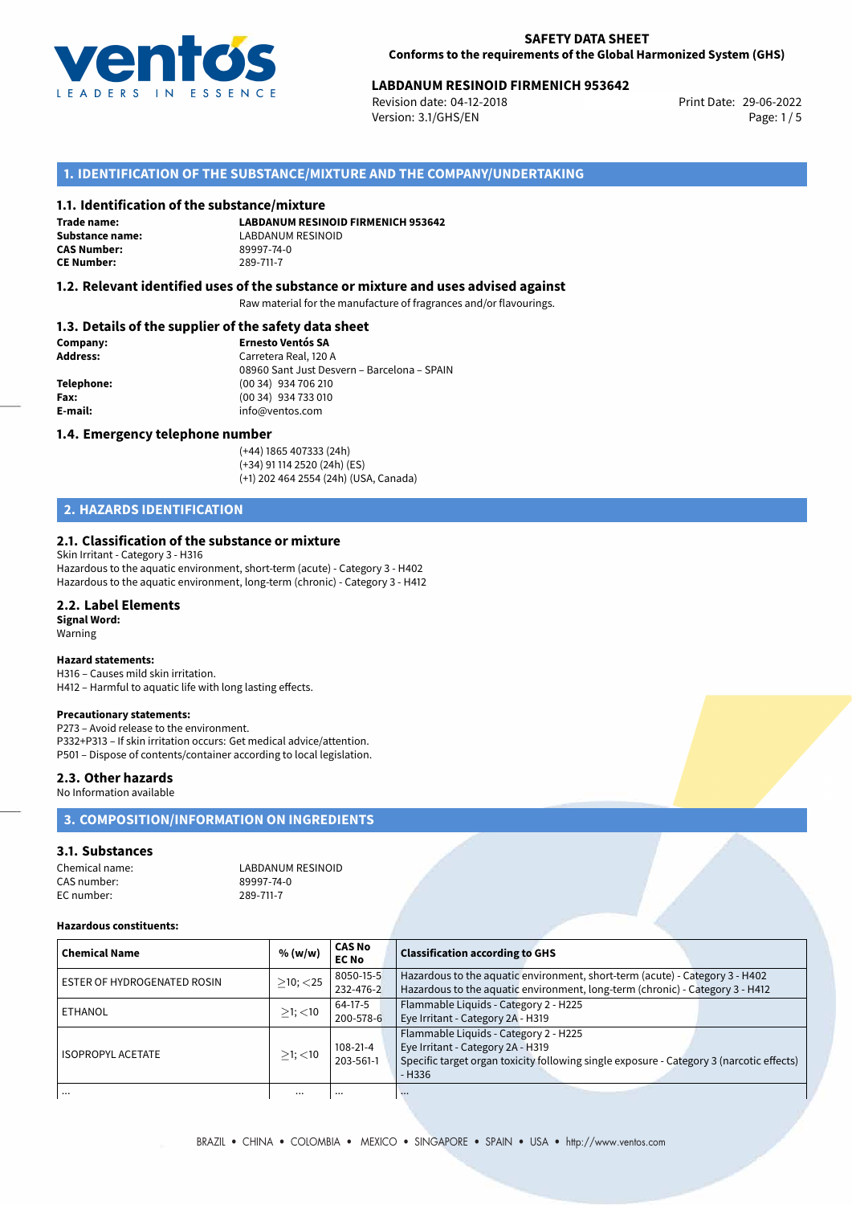**SAFETY DATA SHEET**
**Conforms to the requirements of the Global Harmonized System (GHS)**

**LABDANUM RESINOID FIRMENICH 953642**

Revision date: 04-12-2018
Version: 3.1/GHS/EN
Print Date: 29-06-2022

## 1. IDENTIFICATION OF THE SUBSTANCE/MIXTURE AND THE COMPANY/UNDERTAKING

### 1.1. Identification of the substance/mixture

**Trade name:** **LABDANUM RESINOID FIRMENICH 953642**
**Substance name:** LABDANUM RESINOID
**CAS Number:** 89997-74-0
**CE Number:** 289-711-7

### 1.2. Relevant identified uses of the substance or mixture and uses advised against

Raw material for the manufacture of fragrances and/or flavourings.

### 1.3. Details of the supplier of the safety data sheet

**Company:** **Ernesto Ventós SA**
**Address:** Carretera Real, 120 A
08960 Sant Just Desvern – Barcelona – SPAIN
**Telephone:** (00 34) 934 706 210
**Fax:** (00 34) 934 733 010
**E-mail:** info@ventos.com

### 1.4. Emergency telephone number

(+44) 1865 407333 (24h)
(+34) 91 114 2520 (24h) (ES)
(+1) 202 464 2554 (24h) (USA, Canada)

## 2. HAZARDS IDENTIFICATION

### 2.1. Classification of the substance or mixture

Skin Irritant - Category 3 - H316
Hazardous to the aquatic environment, short-term (acute) - Category 3 - H402
Hazardous to the aquatic environment, long-term (chronic) - Category 3 - H412

### 2.2. Label Elements

**Signal Word:**
Warning

**Hazard statements:**
H316 – Causes mild skin irritation.
H412 – Harmful to aquatic life with long lasting effects.

**Precautionary statements:**
P273 – Avoid release to the environment.
P332+P313 – If skin irritation occurs: Get medical advice/attention.
P501 – Dispose of contents/container according to local legislation.

### 2.3. Other hazards

No Information available

## 3. COMPOSITION/INFORMATION ON INGREDIENTS

### 3.1. Substances

Chemical name: LABDANUM RESINOID
CAS number: 89997-74-0
EC number: 289-711-7

**Hazardous constituents:**

| Chemical Name | % (w/w) | CAS No EC No | Classification according to GHS |
|---|---|---|---|
| ESTER OF HYDROGENATED ROSIN | ≥10; <25 | 8050-15-5 232-476-2 | Hazardous to the aquatic environment, short-term (acute) - Category 3 - H402 Hazardous to the aquatic environment, long-term (chronic) - Category 3 - H412 |
| ETHANOL | ≥1; <10 | 64-17-5 200-578-6 | Flammable Liquids - Category 2 - H225 Eye Irritant - Category 2A - H319 |
| ISOPROPYL ACETATE | ≥1; <10 | 108-21-4 203-561-1 | Flammable Liquids - Category 2 - H225 Eye Irritant - Category 2A - H319 Specific target organ toxicity following single exposure - Category 3 (narcotic effects) - H336 |
| ... | ... | ... | ... |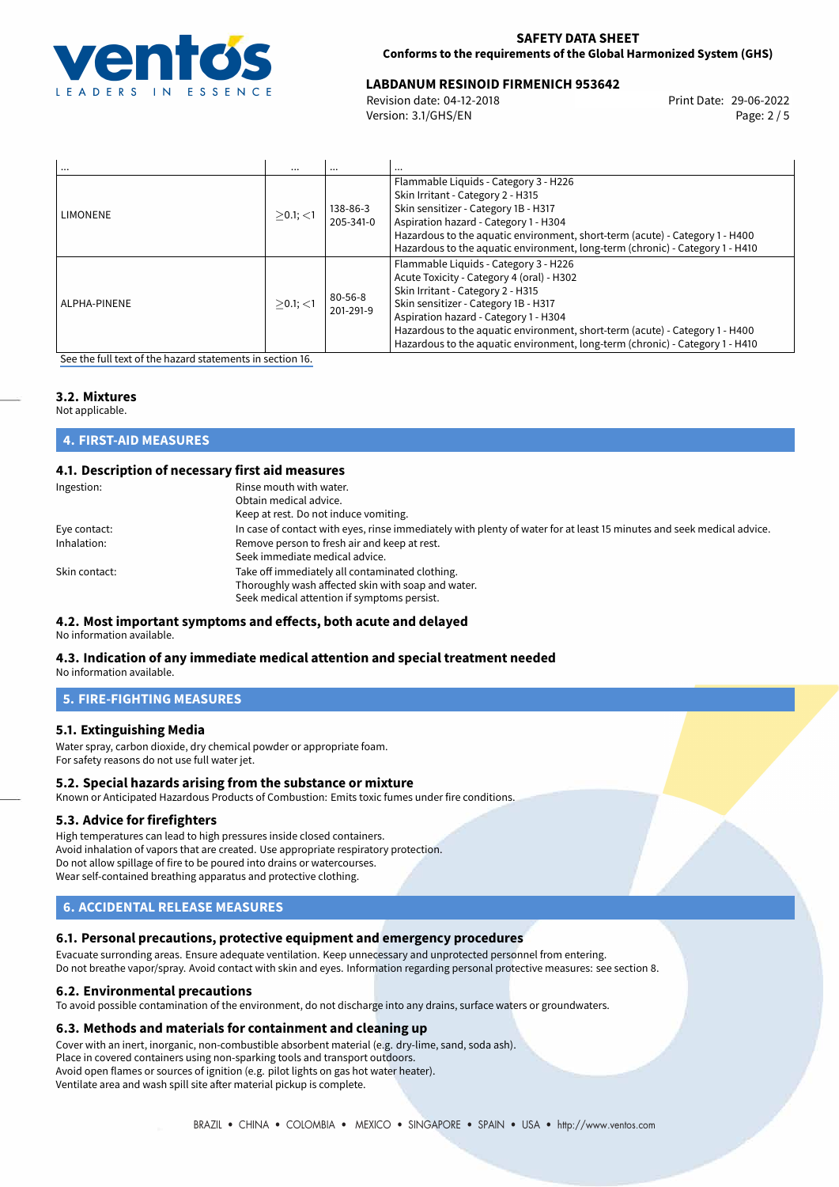| ... | ... | ... | ... |
|---|---|---|---|
| LIMONENE | ≥0.1; <1 | 138-86-3<br>205-341-0 | Flammable Liquids - Category 3 - H226<br>Skin Irritant - Category 2 - H315<br>Skin sensitizer - Category 1B - H317<br>Aspiration hazard - Category 1 - H304<br>Hazardous to the aquatic environment, short-term (acute) - Category 1 - H400<br>Hazardous to the aquatic environment, long-term (chronic) - Category 1 - H410 |
| ALPHA-PINENE | ≥0.1; <1 | 80-56-8<br>201-291-9 | Flammable Liquids - Category 3 - H226<br>Acute Toxicity - Category 4 (oral) - H302<br>Skin Irritant - Category 2 - H315<br>Skin sensitizer - Category 1B - H317<br>Aspiration hazard - Category 1 - H304<br>Hazardous to the aquatic environment, short-term (acute) - Category 1 - H400<br>Hazardous to the aquatic environment, long-term (chronic) - Category 1 - H410 |

See the full text of the hazard statements in section 16.

### 3.2. Mixtures

Not applicable.

## 4. FIRST-AID MEASURES

### 4.1. Description of necessary first aid measures

Ingestion: Rinse mouth with water.
Obtain medical advice.
Keep at rest. Do not induce vomiting.

Eye contact: In case of contact with eyes, rinse immediately with plenty of water for at least 15 minutes and seek medical advice.

Inhalation: Remove person to fresh air and keep at rest.
Seek immediate medical advice.

Skin contact: Take off immediately all contaminated clothing.
Thoroughly wash affected skin with soap and water.
Seek medical attention if symptoms persist.

### 4.2. Most important symptoms and effects, both acute and delayed

No information available.

### 4.3. Indication of any immediate medical attention and special treatment needed

No information available.

## 5. FIRE-FIGHTING MEASURES

### 5.1. Extinguishing Media

Water spray, carbon dioxide, dry chemical powder or appropriate foam.
For safety reasons do not use full water jet.

### 5.2. Special hazards arising from the substance or mixture

Known or Anticipated Hazardous Products of Combustion: Emits toxic fumes under fire conditions.

### 5.3. Advice for firefighters

High temperatures can lead to high pressures inside closed containers.
Avoid inhalation of vapors that are created. Use appropriate respiratory protection.
Do not allow spillage of fire to be poured into drains or watercourses.
Wear self-contained breathing apparatus and protective clothing.

## 6. ACCIDENTAL RELEASE MEASURES

### 6.1. Personal precautions, protective equipment and emergency procedures

Evacuate surrounding areas. Ensure adequate ventilation. Keep unnecessary and unprotected personnel from entering.
Do not breathe vapor/spray. Avoid contact with skin and eyes. Information regarding personal protective measures: see section 8.

### 6.2. Environmental precautions

To avoid possible contamination of the environment, do not discharge into any drains, surface waters or groundwaters.

### 6.3. Methods and materials for containment and cleaning up

Cover with an inert, inorganic, non-combustible absorbent material (e.g. dry-lime, sand, soda ash).
Place in covered containers using non-sparking tools and transport outdoors.
Avoid open flames or sources of ignition (e.g. pilot lights on gas hot water heater).
Ventilate area and wash spill site after material pickup is complete.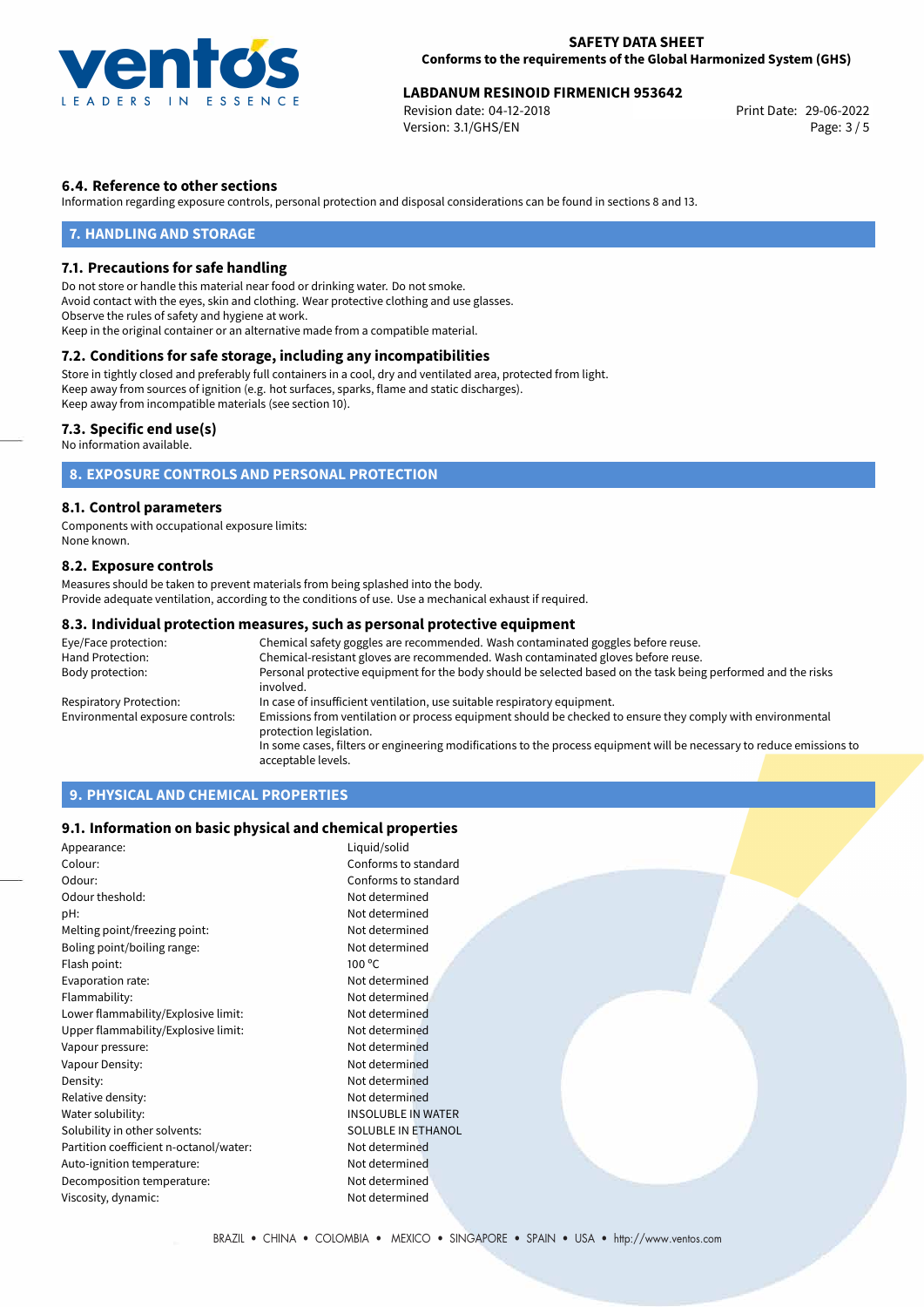### 6.4. Reference to other sections

Information regarding exposure controls, personal protection and disposal considerations can be found in sections 8 and 13.

## 7. HANDLING AND STORAGE

### 7.1. Precautions for safe handling

Do not store or handle this material near food or drinking water. Do not smoke.
Avoid contact with the eyes, skin and clothing. Wear protective clothing and use glasses.
Observe the rules of safety and hygiene at work.
Keep in the original container or an alternative made from a compatible material.

### 7.2. Conditions for safe storage, including any incompatibilities

Store in tightly closed and preferably full containers in a cool, dry and ventilated area, protected from light.
Keep away from sources of ignition (e.g. hot surfaces, sparks, flame and static discharges).
Keep away from incompatible materials (see section 10).

### 7.3. Specific end use(s)

No information available.

## 8. EXPOSURE CONTROLS AND PERSONAL PROTECTION

### 8.1. Control parameters

Components with occupational exposure limits:
None known.

### 8.2. Exposure controls

Measures should be taken to prevent materials from being splashed into the body.
Provide adequate ventilation, according to the conditions of use. Use a mechanical exhaust if required.

### 8.3. Individual protection measures, such as personal protective equipment

| | |
|---|---|
| Eye/Face protection: | Chemical safety goggles are recommended. Wash contaminated goggles before reuse. |
| Hand Protection: | Chemical-resistant gloves are recommended. Wash contaminated gloves before reuse. |
| Body protection: | Personal protective equipment for the body should be selected based on the task being performed and the risks involved. |
| Respiratory Protection: | In case of insufficient ventilation, use suitable respiratory equipment. |
| Environmental exposure controls: | Emissions from ventilation or process equipment should be checked to ensure they comply with environmental protection legislation. In some cases, filters or engineering modifications to the process equipment will be necessary to reduce emissions to acceptable levels. |

## 9. PHYSICAL AND CHEMICAL PROPERTIES

### 9.1. Information on basic physical and chemical properties

| | |
|---|---|
| Appearance: | Liquid/solid |
| Colour: | Conforms to standard |
| Odour: | Conforms to standard |
| Odour theshold: | Not determined |
| pH: | Not determined |
| Melting point/freezing point: | Not determined |
| Boling point/boiling range: | Not determined |
| Flash point: | 100 °C |
| Evaporation rate: | Not determined |
| Flammability: | Not determined |
| Lower flammability/Explosive limit: | Not determined |
| Upper flammability/Explosive limit: | Not determined |
| Vapour pressure: | Not determined |
| Vapour Density: | Not determined |
| Density: | Not determined |
| Relative density: | Not determined |
| Water solubility: | INSOLUBLE IN WATER |
| Solubility in other solvents: | SOLUBLE IN ETHANOL |
| Partition coefficient n-octanol/water: | Not determined |
| Auto-ignition temperature: | Not determined |
| Decomposition temperature: | Not determined |
| Viscosity, dynamic: | Not determined |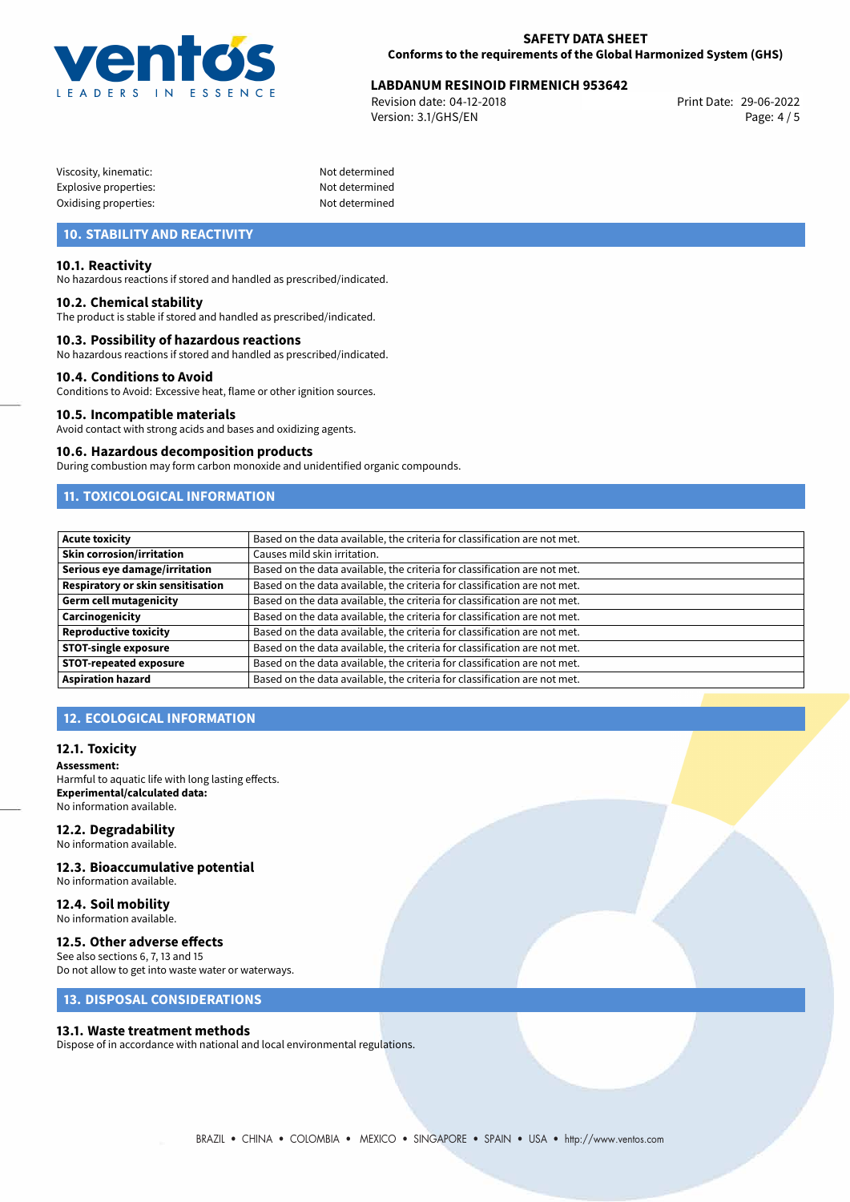| | |
|---|---|
| Viscosity, kinematic: | Not determined |
| Explosive properties: | Not determined |
| Oxidising properties: | Not determined |

## 10. STABILITY AND REACTIVITY

### 10.1. Reactivity
No hazardous reactions if stored and handled as prescribed/indicated.

### 10.2. Chemical stability
The product is stable if stored and handled as prescribed/indicated.

### 10.3. Possibility of hazardous reactions
No hazardous reactions if stored and handled as prescribed/indicated.

### 10.4. Conditions to Avoid
Conditions to Avoid: Excessive heat, flame or other ignition sources.

### 10.5. Incompatible materials
Avoid contact with strong acids and bases and oxidizing agents.

### 10.6. Hazardous decomposition products
During combustion may form carbon monoxide and unidentified organic compounds.

## 11. TOXICOLOGICAL INFORMATION

| | |
|---|---|
| **Acute toxicity** | Based on the data available, the criteria for classification are not met. |
| **Skin corrosion/irritation** | Causes mild skin irritation. |
| **Serious eye damage/irritation** | Based on the data available, the criteria for classification are not met. |
| **Respiratory or skin sensitisation** | Based on the data available, the criteria for classification are not met. |
| **Germ cell mutagenicity** | Based on the data available, the criteria for classification are not met. |
| **Carcinogenicity** | Based on the data available, the criteria for classification are not met. |
| **Reproductive toxicity** | Based on the data available, the criteria for classification are not met. |
| **STOT-single exposure** | Based on the data available, the criteria for classification are not met. |
| **STOT-repeated exposure** | Based on the data available, the criteria for classification are not met. |
| **Aspiration hazard** | Based on the data available, the criteria for classification are not met. |

## 12. ECOLOGICAL INFORMATION

### 12.1. Toxicity
**Assessment:**
Harmful to aquatic life with long lasting effects.
**Experimental/calculated data:**
No information available.

### 12.2. Degradability
No information available.

### 12.3. Bioaccumulative potential
No information available.

### 12.4. Soil mobility
No information available.

### 12.5. Other adverse effects
See also sections 6, 7, 13 and 15
Do not allow to get into waste water or waterways.

## 13. DISPOSAL CONSIDERATIONS

### 13.1. Waste treatment methods
Dispose of in accordance with national and local environmental regulations.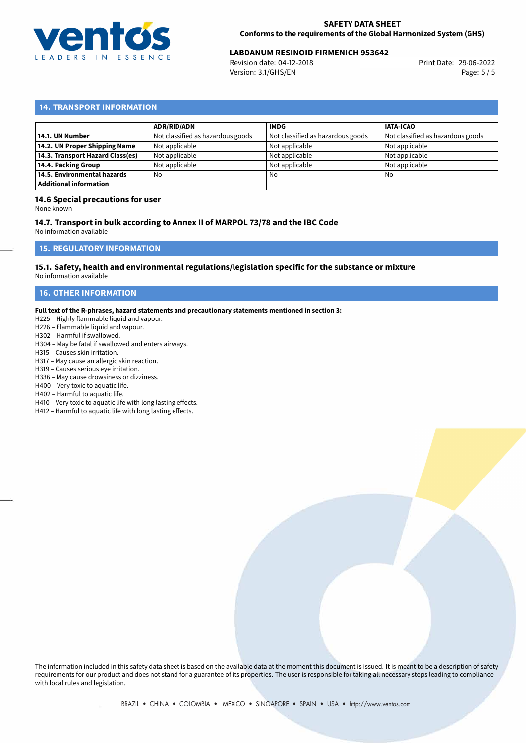## 14. TRANSPORT INFORMATION

| | ADR/RID/ADN | IMDG | IATA-ICAO |
|---|---|---|---|
| **14.1. UN Number** | Not classified as hazardous goods | Not classified as hazardous goods | Not classified as hazardous goods |
| **14.2. UN Proper Shipping Name** | Not applicable | Not applicable | Not applicable |
| **14.3. Transport Hazard Class(es)** | Not applicable | Not applicable | Not applicable |
| **14.4. Packing Group** | Not applicable | Not applicable | Not applicable |
| **14.5. Environmental hazards** | No | No | No |
| **Additional information** | | | |

### 14.6 Special precautions for user

None known

### 14.7. Transport in bulk according to Annex II of MARPOL 73/78 and the IBC Code

No information available

## 15. REGULATORY INFORMATION

### 15.1. Safety, health and environmental regulations/legislation specific for the substance or mixture

No information available

## 16. OTHER INFORMATION

**Full text of the R-phrases, hazard statements and precautionary statements mentioned in section 3:**

H225 – Highly flammable liquid and vapour.
H226 – Flammable liquid and vapour.
H302 – Harmful if swallowed.
H304 – May be fatal if swallowed and enters airways.
H315 – Causes skin irritation.
H317 – May cause an allergic skin reaction.
H319 – Causes serious eye irritation.
H336 – May cause drowsiness or dizziness.
H400 – Very toxic to aquatic life.
H402 – Harmful to aquatic life.
H410 – Very toxic to aquatic life with long lasting effects.
H412 – Harmful to aquatic life with long lasting effects.

The information included in this safety data sheet is based on the available data at the moment this document is issued. It is meant to be a description of safety requirements for our product and does not stand for a guarantee of its properties. The user is responsible for taking all necessary steps leading to compliance with local rules and legislation.